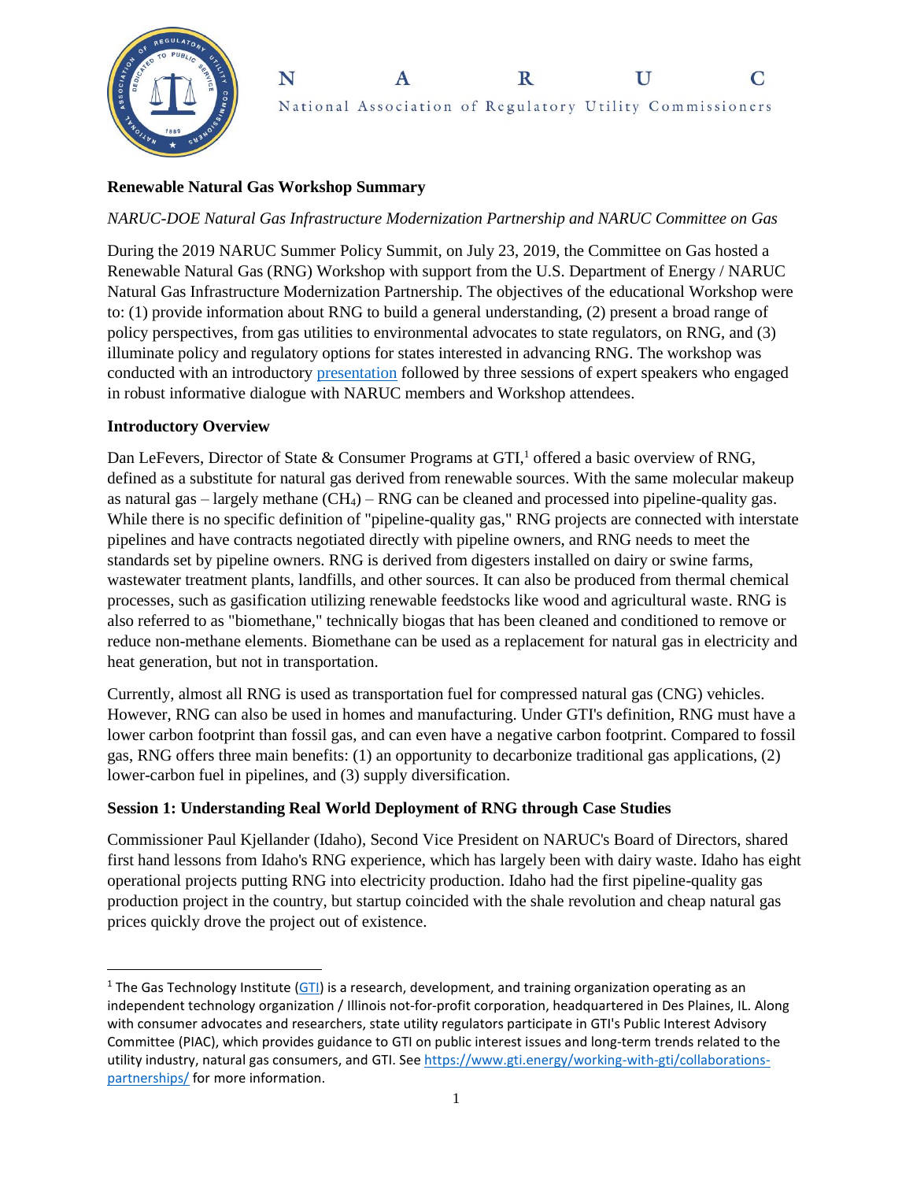N A R U C

National Association of Regulatory Utility Commissioners

**Renewable Natural Gas Workshop Summary**

*NARUC-DOE Natural Gas Infrastructure Modernization Partnership and NARUC Committee on Gas*

During the 2019 NARUC Summer Policy Summit, on July 23, 2019, the Committee on Gas hosted a Renewable Natural Gas (RNG) Workshop with support from the U.S. Department of Energy / NARUC Natural Gas Infrastructure Modernization Partnership. The objectives of the educational Workshop were to: (1) provide information about RNG to build a general understanding, (2) present a broad range of policy perspectives, from gas utilities to environmental advocates to state regulators, on RNG, and (3) illuminate policy and regulatory options for states interested in advancing RNG. The workshop was conducted with an introductory presentation followed by three sessions of expert speakers who engaged in robust informative dialogue with NARUC members and Workshop attendees.

**Introductory Overview**

Dan LeFevers, Director of State & Consumer Programs at GTI,[1] offered a basic overview of RNG, defined as a substitute for natural gas derived from renewable sources. With the same molecular makeup as natural gas – largely methane ($CH_4$) – RNG can be cleaned and processed into pipeline-quality gas. While there is no specific definition of "pipeline-quality gas," RNG projects are connected with interstate pipelines and have contracts negotiated directly with pipeline owners, and RNG needs to meet the standards set by pipeline owners. RNG is derived from digesters installed on dairy or swine farms, wastewater treatment plants, landfills, and other sources. It can also be produced from thermal chemical processes, such as gasification utilizing renewable feedstocks like wood and agricultural waste. RNG is also referred to as "biomethane," technically biogas that has been cleaned and conditioned to remove or reduce non-methane elements. Biomethane can be used as a replacement for natural gas in electricity and heat generation, but not in transportation.

Currently, almost all RNG is used as transportation fuel for compressed natural gas (CNG) vehicles. However, RNG can also be used in homes and manufacturing. Under GTI's definition, RNG must have a lower carbon footprint than fossil gas, and can even have a negative carbon footprint. Compared to fossil gas, RNG offers three main benefits: (1) an opportunity to decarbonize traditional gas applications, (2) lower-carbon fuel in pipelines, and (3) supply diversification.

**Session 1: Understanding Real World Deployment of RNG through Case Studies**

Commissioner Paul Kjellander (Idaho), Second Vice President on NARUC's Board of Directors, shared first hand lessons from Idaho's RNG experience, which has largely been with dairy waste. Idaho has eight operational projects putting RNG into electricity production. Idaho had the first pipeline-quality gas production project in the country, but startup coincided with the shale revolution and cheap natural gas prices quickly drove the project out of existence.

[1] The Gas Technology Institute (GTI) is a research, development, and training organization operating as an independent technology organization / Illinois not-for-profit corporation, headquartered in Des Plaines, IL. Along with consumer advocates and researchers, state utility regulators participate in GTI's Public Interest Advisory Committee (PIAC), which provides guidance to GTI on public interest issues and long-term trends related to the utility industry, natural gas consumers, and GTI. See https://www.gti.energy/working-with-gti/collaborations-partnerships/ for more information.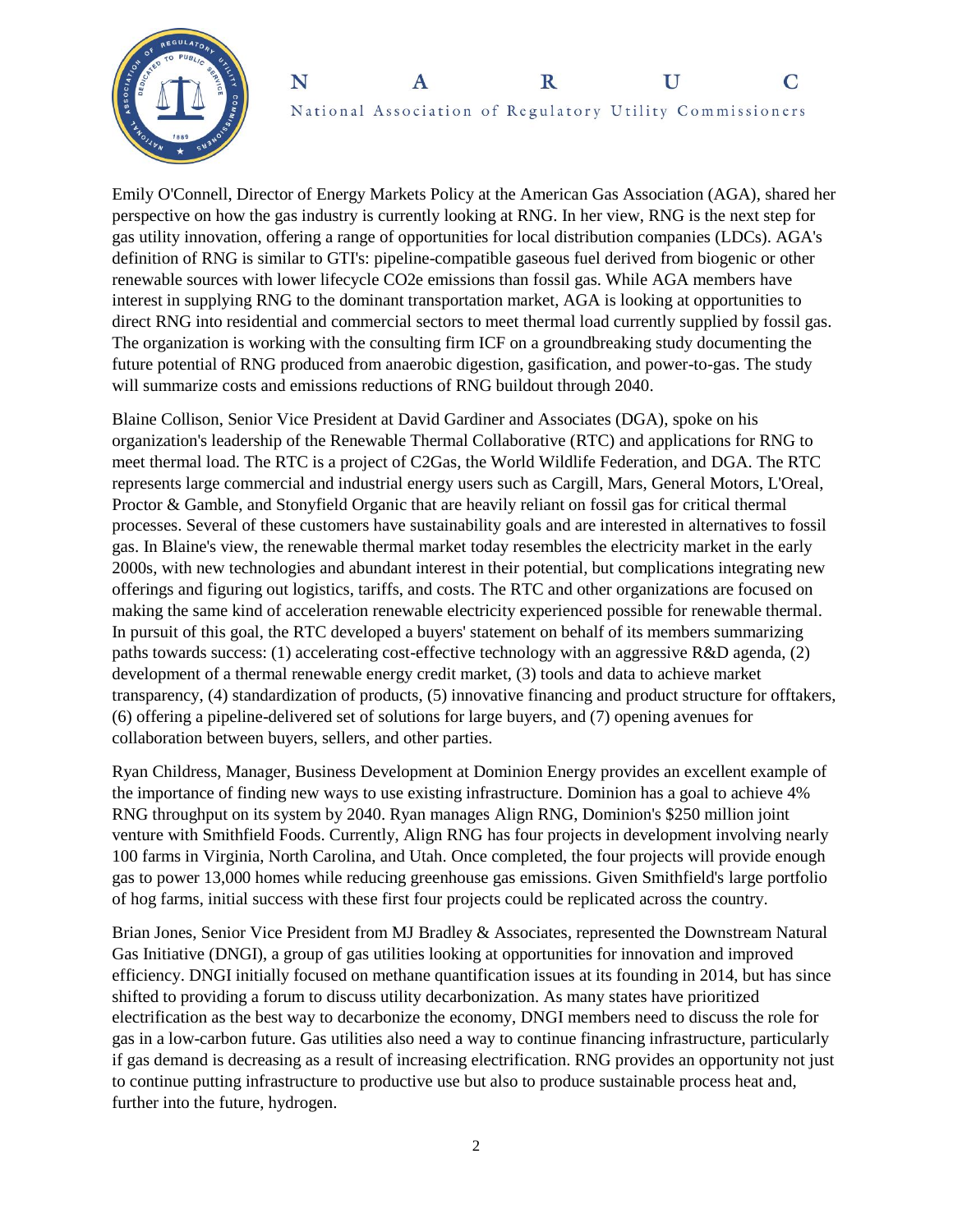Emily O'Connell, Director of Energy Markets Policy at the American Gas Association (AGA), shared her perspective on how the gas industry is currently looking at RNG. In her view, RNG is the next step for gas utility innovation, offering a range of opportunities for local distribution companies (LDCs). AGA's definition of RNG is similar to GTI's: pipeline-compatible gaseous fuel derived from biogenic or other renewable sources with lower lifecycle $CO_2e$ emissions than fossil gas. While AGA members have interest in supplying RNG to the dominant transportation market, AGA is looking at opportunities to direct RNG into residential and commercial sectors to meet thermal load currently supplied by fossil gas. The organization is working with the consulting firm ICF on a groundbreaking study documenting the future potential of RNG produced from anaerobic digestion, gasification, and power-to-gas. The study will summarize costs and emissions reductions of RNG buildout through 2040.

Blaine Collison, Senior Vice President at David Gardiner and Associates (DGA), spoke on his organization's leadership of the Renewable Thermal Collaborative (RTC) and applications for RNG to meet thermal load. The RTC is a project of C2Gas, the World Wildlife Federation, and DGA. The RTC represents large commercial and industrial energy users such as Cargill, Mars, General Motors, L'Oreal, Proctor & Gamble, and Stonyfield Organic that are heavily reliant on fossil gas for critical thermal processes. Several of these customers have sustainability goals and are interested in alternatives to fossil gas. In Blaine's view, the renewable thermal market today resembles the electricity market in the early 2000s, with new technologies and abundant interest in their potential, but complications integrating new offerings and figuring out logistics, tariffs, and costs. The RTC and other organizations are focused on making the same kind of acceleration renewable electricity experienced possible for renewable thermal. In pursuit of this goal, the RTC developed a buyers' statement on behalf of its members summarizing paths towards success: (1) accelerating cost-effective technology with an aggressive R&D agenda, (2) development of a thermal renewable energy credit market, (3) tools and data to achieve market transparency, (4) standardization of products, (5) innovative financing and product structure for offtakers, (6) offering a pipeline-delivered set of solutions for large buyers, and (7) opening avenues for collaboration between buyers, sellers, and other parties.

Ryan Childress, Manager, Business Development at Dominion Energy provides an excellent example of the importance of finding new ways to use existing infrastructure. Dominion has a goal to achieve 4% RNG throughput on its system by 2040. Ryan manages Align RNG, Dominion's $250 million joint venture with Smithfield Foods. Currently, Align RNG has four projects in development involving nearly 100 farms in Virginia, North Carolina, and Utah. Once completed, the four projects will provide enough gas to power 13,000 homes while reducing greenhouse gas emissions. Given Smithfield's large portfolio of hog farms, initial success with these first four projects could be replicated across the country.

Brian Jones, Senior Vice President from MJ Bradley & Associates, represented the Downstream Natural Gas Initiative (DNGI), a group of gas utilities looking at opportunities for innovation and improved efficiency. DNGI initially focused on methane quantification issues at its founding in 2014, but has since shifted to providing a forum to discuss utility decarbonization. As many states have prioritized electrification as the best way to decarbonize the economy, DNGI members need to discuss the role for gas in a low-carbon future. Gas utilities also need a way to continue financing infrastructure, particularly if gas demand is decreasing as a result of increasing electrification. RNG provides an opportunity not just to continue putting infrastructure to productive use but also to produce sustainable process heat and, further into the future, hydrogen.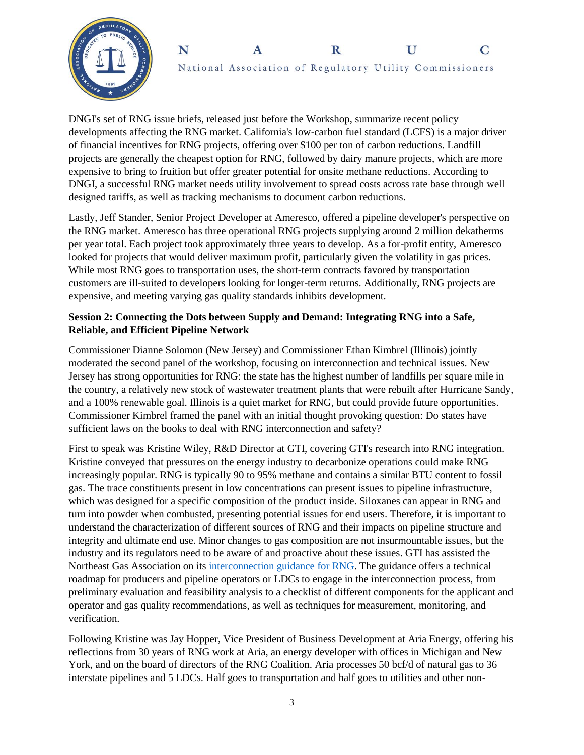DNGI's set of RNG issue briefs, released just before the Workshop, summarize recent policy developments affecting the RNG market. California's low-carbon fuel standard (LCFS) is a major driver of financial incentives for RNG projects, offering over $100 per ton of carbon reductions. Landfill projects are generally the cheapest option for RNG, followed by dairy manure projects, which are more expensive to bring to fruition but offer greater potential for onsite methane reductions. According to DNGI, a successful RNG market needs utility involvement to spread costs across rate base through well designed tariffs, as well as tracking mechanisms to document carbon reductions.

Lastly, Jeff Stander, Senior Project Developer at Ameresco, offered a pipeline developer's perspective on the RNG market. Ameresco has three operational RNG projects supplying around 2 million dekatherms per year total. Each project took approximately three years to develop. As a for-profit entity, Ameresco looked for projects that would deliver maximum profit, particularly given the volatility in gas prices. While most RNG goes to transportation uses, the short-term contracts favored by transportation customers are ill-suited to developers looking for longer-term returns. Additionally, RNG projects are expensive, and meeting varying gas quality standards inhibits development.

**Session 2: Connecting the Dots between Supply and Demand: Integrating RNG into a Safe, Reliable, and Efficient Pipeline Network**

Commissioner Dianne Solomon (New Jersey) and Commissioner Ethan Kimbrel (Illinois) jointly moderated the second panel of the workshop, focusing on interconnection and technical issues. New Jersey has strong opportunities for RNG: the state has the highest number of landfills per square mile in the country, a relatively new stock of wastewater treatment plants that were rebuilt after Hurricane Sandy, and a 100% renewable goal. Illinois is a quiet market for RNG, but could provide future opportunities. Commissioner Kimbrel framed the panel with an initial thought provoking question: Do states have sufficient laws on the books to deal with RNG interconnection and safety?

First to speak was Kristine Wiley, R&D Director at GTI, covering GTI's research into RNG integration. Kristine conveyed that pressures on the energy industry to decarbonize operations could make RNG increasingly popular. RNG is typically 90 to 95% methane and contains a similar BTU content to fossil gas. The trace constituents present in low concentrations can present issues to pipeline infrastructure, which was designed for a specific composition of the product inside. Siloxanes can appear in RNG and turn into powder when combusted, presenting potential issues for end users. Therefore, it is important to understand the characterization of different sources of RNG and their impacts on pipeline structure and integrity and ultimate end use. Minor changes to gas composition are not insurmountable issues, but the industry and its regulators need to be aware of and proactive about these issues. GTI has assisted the Northeast Gas Association on its interconnection guidance for RNG. The guidance offers a technical roadmap for producers and pipeline operators or LDCs to engage in the interconnection process, from preliminary evaluation and feasibility analysis to a checklist of different components for the applicant and operator and gas quality recommendations, as well as techniques for measurement, monitoring, and verification.

Following Kristine was Jay Hopper, Vice President of Business Development at Aria Energy, offering his reflections from 30 years of RNG work at Aria, an energy developer with offices in Michigan and New York, and on the board of directors of the RNG Coalition. Aria processes 50 bcf/d of natural gas to 36 interstate pipelines and 5 LDCs. Half goes to transportation and half goes to utilities and other non-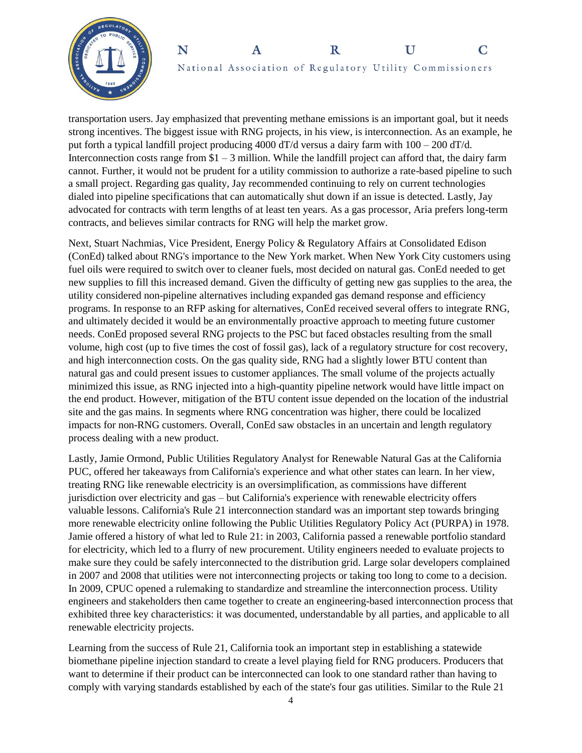transportation users. Jay emphasized that preventing methane emissions is an important goal, but it needs strong incentives. The biggest issue with RNG projects, in his view, is interconnection. As an example, he put forth a typical landfill project producing 4000 dT/d versus a dairy farm with 100 – 200 dT/d. Interconnection costs range from $1 – 3 million. While the landfill project can afford that, the dairy farm cannot. Further, it would not be prudent for a utility commission to authorize a rate-based pipeline to such a small project. Regarding gas quality, Jay recommended continuing to rely on current technologies dialed into pipeline specifications that can automatically shut down if an issue is detected. Lastly, Jay advocated for contracts with term lengths of at least ten years. As a gas processor, Aria prefers long-term contracts, and believes similar contracts for RNG will help the market grow.

Next, Stuart Nachmias, Vice President, Energy Policy & Regulatory Affairs at Consolidated Edison (ConEd) talked about RNG's importance to the New York market. When New York City customers using fuel oils were required to switch over to cleaner fuels, most decided on natural gas. ConEd needed to get new supplies to fill this increased demand. Given the difficulty of getting new gas supplies to the area, the utility considered non-pipeline alternatives including expanded gas demand response and efficiency programs. In response to an RFP asking for alternatives, ConEd received several offers to integrate RNG, and ultimately decided it would be an environmentally proactive approach to meeting future customer needs. ConEd proposed several RNG projects to the PSC but faced obstacles resulting from the small volume, high cost (up to five times the cost of fossil gas), lack of a regulatory structure for cost recovery, and high interconnection costs. On the gas quality side, RNG had a slightly lower BTU content than natural gas and could present issues to customer appliances. The small volume of the projects actually minimized this issue, as RNG injected into a high-quantity pipeline network would have little impact on the end product. However, mitigation of the BTU content issue depended on the location of the industrial site and the gas mains. In segments where RNG concentration was higher, there could be localized impacts for non-RNG customers. Overall, ConEd saw obstacles in an uncertain and length regulatory process dealing with a new product.

Lastly, Jamie Ormond, Public Utilities Regulatory Analyst for Renewable Natural Gas at the California PUC, offered her takeaways from California's experience and what other states can learn. In her view, treating RNG like renewable electricity is an oversimplification, as commissions have different jurisdiction over electricity and gas – but California's experience with renewable electricity offers valuable lessons. California's Rule 21 interconnection standard was an important step towards bringing more renewable electricity online following the Public Utilities Regulatory Policy Act (PURPA) in 1978. Jamie offered a history of what led to Rule 21: in 2003, California passed a renewable portfolio standard for electricity, which led to a flurry of new procurement. Utility engineers needed to evaluate projects to make sure they could be safely interconnected to the distribution grid. Large solar developers complained in 2007 and 2008 that utilities were not interconnecting projects or taking too long to come to a decision. In 2009, CPUC opened a rulemaking to standardize and streamline the interconnection process. Utility engineers and stakeholders then came together to create an engineering-based interconnection process that exhibited three key characteristics: it was documented, understandable by all parties, and applicable to all renewable electricity projects.

Learning from the success of Rule 21, California took an important step in establishing a statewide biomethane pipeline injection standard to create a level playing field for RNG producers. Producers that want to determine if their product can be interconnected can look to one standard rather than having to comply with varying standards established by each of the state's four gas utilities. Similar to the Rule 21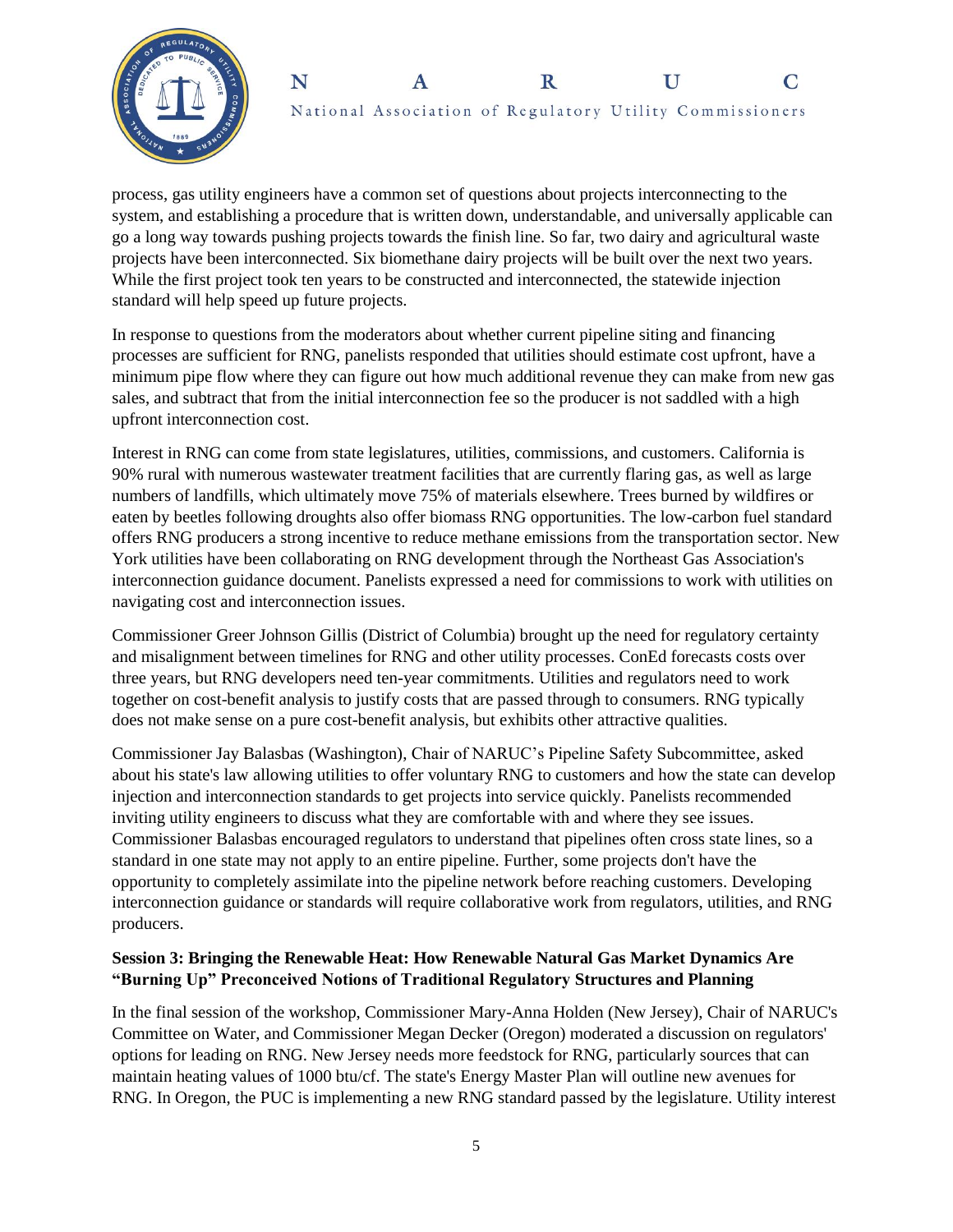process, gas utility engineers have a common set of questions about projects interconnecting to the system, and establishing a procedure that is written down, understandable, and universally applicable can go a long way towards pushing projects towards the finish line. So far, two dairy and agricultural waste projects have been interconnected. Six biomethane dairy projects will be built over the next two years. While the first project took ten years to be constructed and interconnected, the statewide injection standard will help speed up future projects.

In response to questions from the moderators about whether current pipeline siting and financing processes are sufficient for RNG, panelists responded that utilities should estimate cost upfront, have a minimum pipe flow where they can figure out how much additional revenue they can make from new gas sales, and subtract that from the initial interconnection fee so the producer is not saddled with a high upfront interconnection cost.

Interest in RNG can come from state legislatures, utilities, commissions, and customers. California is 90% rural with numerous wastewater treatment facilities that are currently flaring gas, as well as large numbers of landfills, which ultimately move 75% of materials elsewhere. Trees burned by wildfires or eaten by beetles following droughts also offer biomass RNG opportunities. The low-carbon fuel standard offers RNG producers a strong incentive to reduce methane emissions from the transportation sector. New York utilities have been collaborating on RNG development through the Northeast Gas Association's interconnection guidance document. Panelists expressed a need for commissions to work with utilities on navigating cost and interconnection issues.

Commissioner Greer Johnson Gillis (District of Columbia) brought up the need for regulatory certainty and misalignment between timelines for RNG and other utility processes. ConEd forecasts costs over three years, but RNG developers need ten-year commitments. Utilities and regulators need to work together on cost-benefit analysis to justify costs that are passed through to consumers. RNG typically does not make sense on a pure cost-benefit analysis, but exhibits other attractive qualities.

Commissioner Jay Balasbas (Washington), Chair of NARUC's Pipeline Safety Subcommittee, asked about his state's law allowing utilities to offer voluntary RNG to customers and how the state can develop injection and interconnection standards to get projects into service quickly. Panelists recommended inviting utility engineers to discuss what they are comfortable with and where they see issues. Commissioner Balasbas encouraged regulators to understand that pipelines often cross state lines, so a standard in one state may not apply to an entire pipeline. Further, some projects don't have the opportunity to completely assimilate into the pipeline network before reaching customers. Developing interconnection guidance or standards will require collaborative work from regulators, utilities, and RNG producers.

### Session 3: Bringing the Renewable Heat: How Renewable Natural Gas Market Dynamics Are "Burning Up" Preconceived Notions of Traditional Regulatory Structures and Planning

In the final session of the workshop, Commissioner Mary-Anna Holden (New Jersey), Chair of NARUC's Committee on Water, and Commissioner Megan Decker (Oregon) moderated a discussion on regulators' options for leading on RNG. New Jersey needs more feedstock for RNG, particularly sources that can maintain heating values of 1000 btu/cf. The state's Energy Master Plan will outline new avenues for RNG. In Oregon, the PUC is implementing a new RNG standard passed by the legislature. Utility interest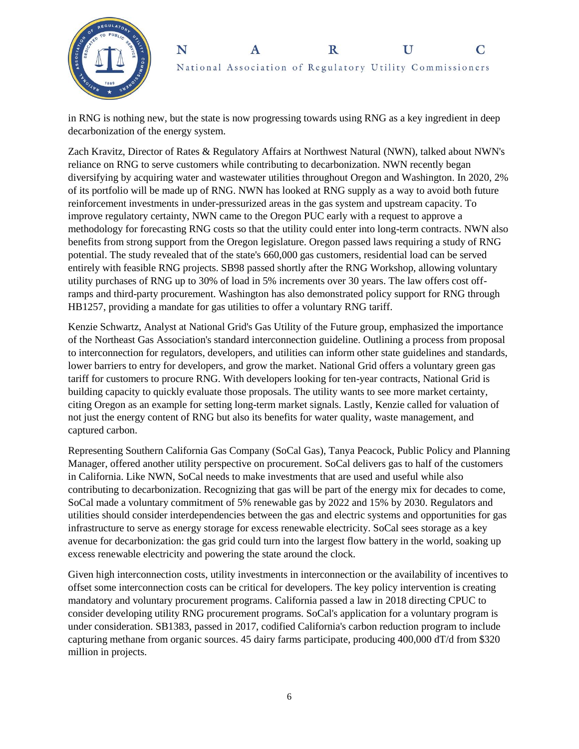in RNG is nothing new, but the state is now progressing towards using RNG as a key ingredient in deep decarbonization of the energy system.

Zach Kravitz, Director of Rates & Regulatory Affairs at Northwest Natural (NWN), talked about NWN's reliance on RNG to serve customers while contributing to decarbonization. NWN recently began diversifying by acquiring water and wastewater utilities throughout Oregon and Washington. In 2020, 2% of its portfolio will be made up of RNG. NWN has looked at RNG supply as a way to avoid both future reinforcement investments in under-pressurized areas in the gas system and upstream capacity. To improve regulatory certainty, NWN came to the Oregon PUC early with a request to approve a methodology for forecasting RNG costs so that the utility could enter into long-term contracts. NWN also benefits from strong support from the Oregon legislature. Oregon passed laws requiring a study of RNG potential. The study revealed that of the state's 660,000 gas customers, residential load can be served entirely with feasible RNG projects. SB98 passed shortly after the RNG Workshop, allowing voluntary utility purchases of RNG up to 30% of load in 5% increments over 30 years. The law offers cost off-ramps and third-party procurement. Washington has also demonstrated policy support for RNG through HB1257, providing a mandate for gas utilities to offer a voluntary RNG tariff.

Kenzie Schwartz, Analyst at National Grid's Gas Utility of the Future group, emphasized the importance of the Northeast Gas Association's standard interconnection guideline. Outlining a process from proposal to interconnection for regulators, developers, and utilities can inform other state guidelines and standards, lower barriers to entry for developers, and grow the market. National Grid offers a voluntary green gas tariff for customers to procure RNG. With developers looking for ten-year contracts, National Grid is building capacity to quickly evaluate those proposals. The utility wants to see more market certainty, citing Oregon as an example for setting long-term market signals. Lastly, Kenzie called for valuation of not just the energy content of RNG but also its benefits for water quality, waste management, and captured carbon.

Representing Southern California Gas Company (SoCal Gas), Tanya Peacock, Public Policy and Planning Manager, offered another utility perspective on procurement. SoCal delivers gas to half of the customers in California. Like NWN, SoCal needs to make investments that are used and useful while also contributing to decarbonization. Recognizing that gas will be part of the energy mix for decades to come, SoCal made a voluntary commitment of 5% renewable gas by 2022 and 15% by 2030. Regulators and utilities should consider interdependencies between the gas and electric systems and opportunities for gas infrastructure to serve as energy storage for excess renewable electricity. SoCal sees storage as a key avenue for decarbonization: the gas grid could turn into the largest flow battery in the world, soaking up excess renewable electricity and powering the state around the clock.

Given high interconnection costs, utility investments in interconnection or the availability of incentives to offset some interconnection costs can be critical for developers. The key policy intervention is creating mandatory and voluntary procurement programs. California passed a law in 2018 directing CPUC to consider developing utility RNG procurement programs. SoCal's application for a voluntary program is under consideration. SB1383, passed in 2017, codified California's carbon reduction program to include capturing methane from organic sources. 45 dairy farms participate, producing 400,000 dT/d from $320 million in projects.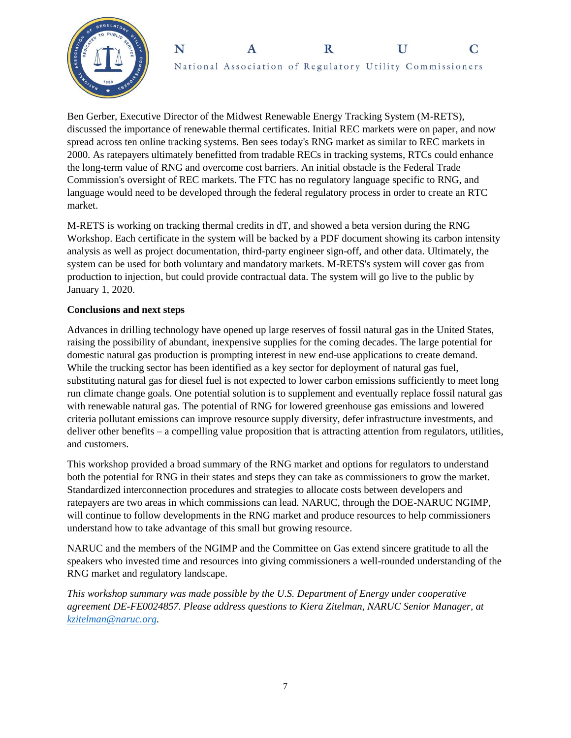Ben Gerber, Executive Director of the Midwest Renewable Energy Tracking System (M-RETS), discussed the importance of renewable thermal certificates. Initial REC markets were on paper, and now spread across ten online tracking systems. Ben sees today's RNG market as similar to REC markets in 2000. As ratepayers ultimately benefitted from tradable RECs in tracking systems, RTCs could enhance the long-term value of RNG and overcome cost barriers. An initial obstacle is the Federal Trade Commission's oversight of REC markets. The FTC has no regulatory language specific to RNG, and language would need to be developed through the federal regulatory process in order to create an RTC market.

M-RETS is working on tracking thermal credits in dT, and showed a beta version during the RNG Workshop. Each certificate in the system will be backed by a PDF document showing its carbon intensity analysis as well as project documentation, third-party engineer sign-off, and other data. Ultimately, the system can be used for both voluntary and mandatory markets. M-RETS's system will cover gas from production to injection, but could provide contractual data. The system will go live to the public by January 1, 2020.

**Conclusions and next steps**

Advances in drilling technology have opened up large reserves of fossil natural gas in the United States, raising the possibility of abundant, inexpensive supplies for the coming decades. The large potential for domestic natural gas production is prompting interest in new end-use applications to create demand. While the trucking sector has been identified as a key sector for deployment of natural gas fuel, substituting natural gas for diesel fuel is not expected to lower carbon emissions sufficiently to meet long run climate change goals. One potential solution is to supplement and eventually replace fossil natural gas with renewable natural gas. The potential of RNG for lowered greenhouse gas emissions and lowered criteria pollutant emissions can improve resource supply diversity, defer infrastructure investments, and deliver other benefits – a compelling value proposition that is attracting attention from regulators, utilities, and customers.

This workshop provided a broad summary of the RNG market and options for regulators to understand both the potential for RNG in their states and steps they can take as commissioners to grow the market. Standardized interconnection procedures and strategies to allocate costs between developers and ratepayers are two areas in which commissions can lead. NARUC, through the DOE-NARUC NGIMP, will continue to follow developments in the RNG market and produce resources to help commissioners understand how to take advantage of this small but growing resource.

NARUC and the members of the NGIMP and the Committee on Gas extend sincere gratitude to all the speakers who invested time and resources into giving commissioners a well-rounded understanding of the RNG market and regulatory landscape.

*This workshop summary was made possible by the U.S. Department of Energy under cooperative agreement DE-FE0024857. Please address questions to Kiera Zitelman, NARUC Senior Manager, at kzitelman@naruc.org.*